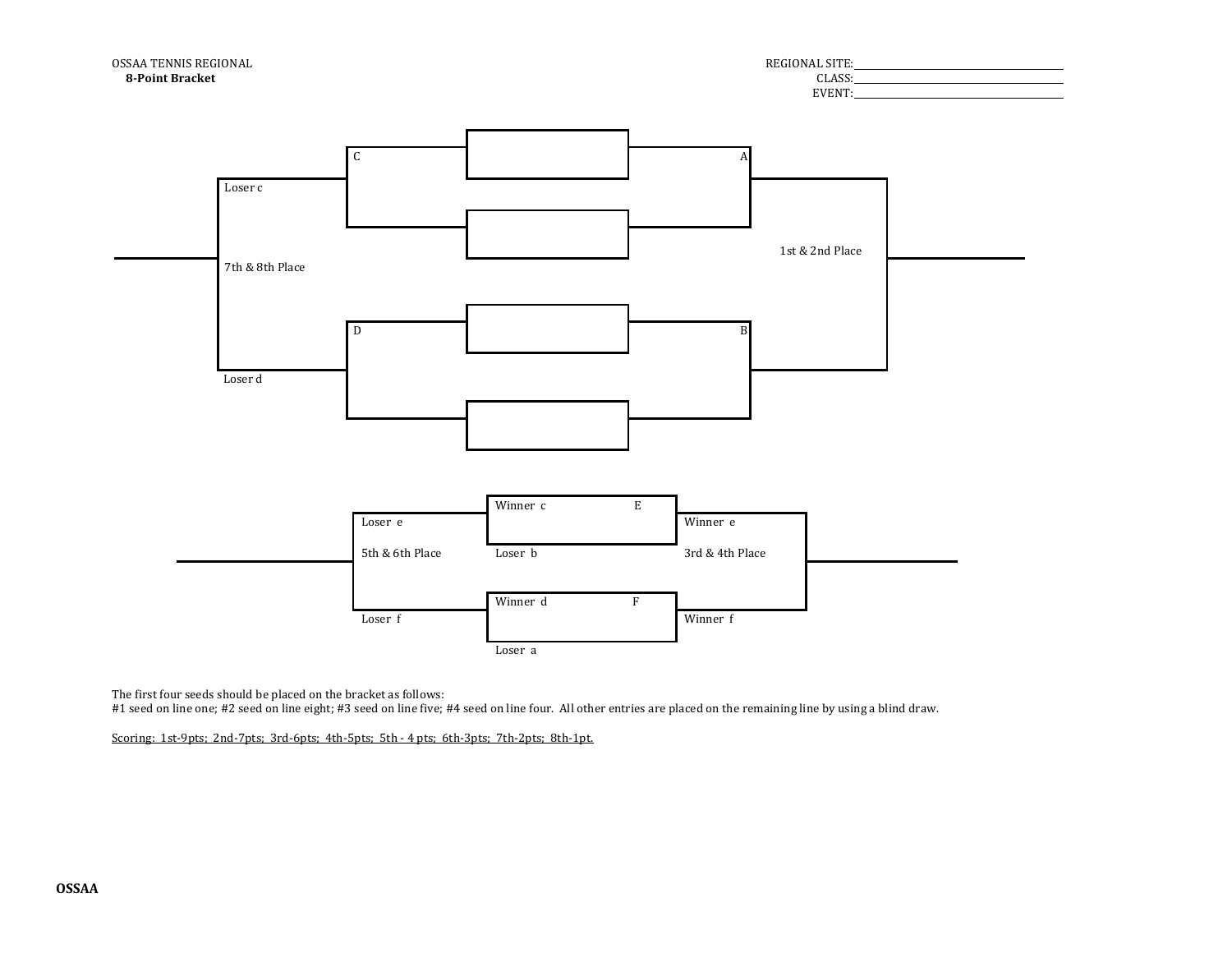OSSAA TENNIS REGIONAL

**8-Point Bracket**

REGIONAL SITE: \_\_\_\_\_\_\_\_\_\_\_\_\_\_\_\_\_\_\_\_

CLASS: \_\_\_\_\_\_\_\_\_\_\_\_\_\_\_\_\_\_\_\_

EVENT: \_\_\_\_\_\_\_\_\_\_\_\_\_\_\_\_\_\_\_\_

C

A

Loser c

1st & 2nd Place

7th & 8th Place

D

B

Loser d

Winner c E

Loser e

Winner e

5th & 6th Place

Loser b

3rd & 4th Place

Winner d F

Loser f

Winner f

Loser a

The first four seeds should be placed on the bracket as follows:
#1 seed on line one; #2 seed on line eight; #3 seed on line five; #4 seed on line four. All other entries are placed on the remaining line by using a blind draw.

Scoring: 1st-9pts; 2nd-7pts; 3rd-6pts; 4th-5pts; 5th - 4 pts; 6th-3pts; 7th-2pts; 8th-1pt.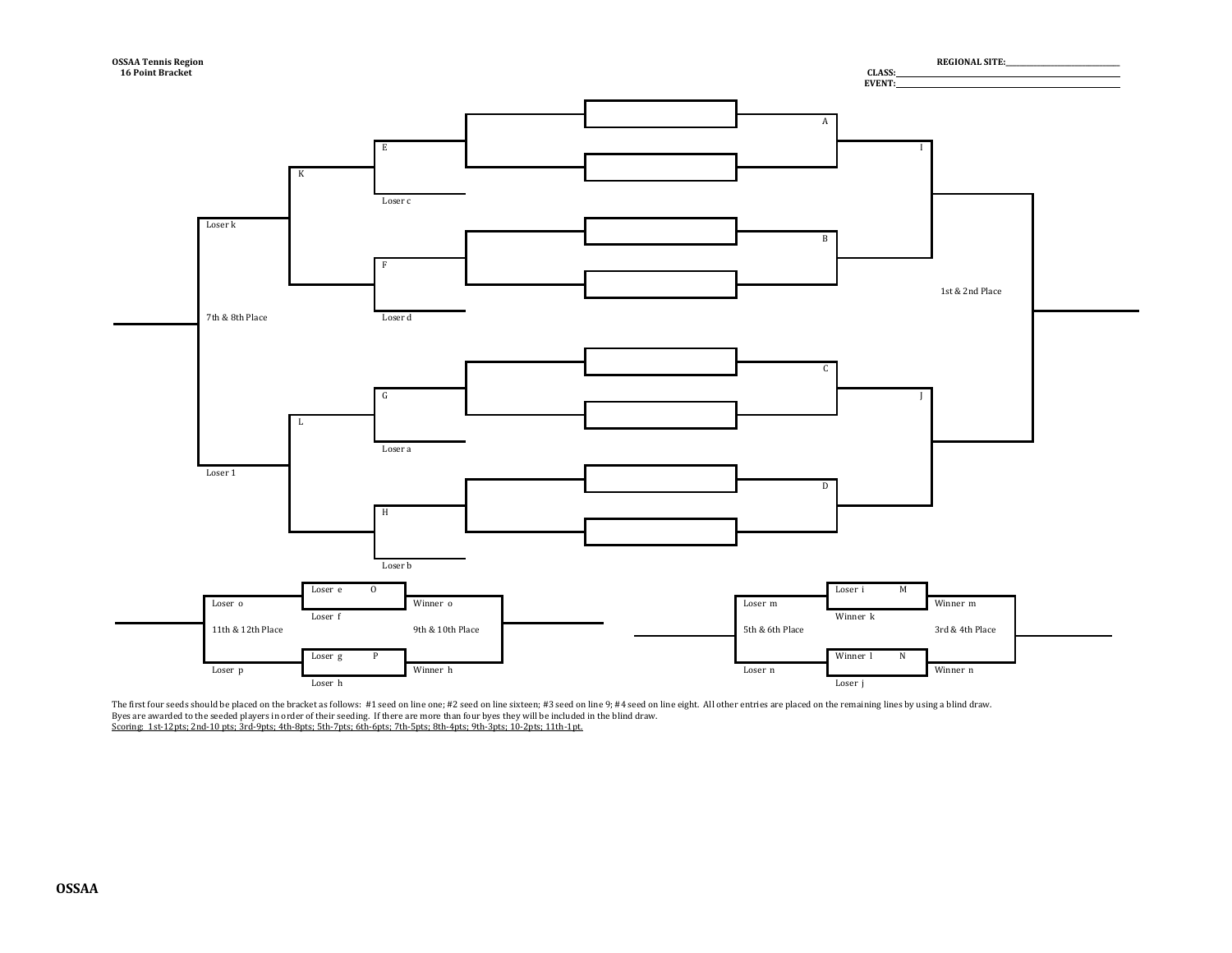**OSSAA Tennis Region**
**16 Point Bracket**

**REGIONAL SITE:**\_\_\_\_\_\_\_\_\_\_\_\_\_\_\_\_\_\_\_\_
**CLASS:**\_\_\_\_\_\_\_\_\_\_\_\_\_\_\_\_\_\_\_\_
**EVENT:**\_\_\_\_\_\_\_\_\_\_\_\_\_\_\_\_\_\_\_\_

A

E

I

K

Loser c

Loser k

B

F

1st & 2nd Place

7th & 8th Place

Loser d

C

G

J

L

Loser a

Loser 1

D

H

Loser b

Loser e O

Loser o

Winner o

Loser f

11th & 12th Place

9th & 10th Place

Loser g P

Loser p

Winner h

Loser h

Loser i M

Loser m

Winner m

Winner k

5th & 6th Place

3rd & 4th Place

Winner l N

Loser n

Winner n

Loser j

The first four seeds should be placed on the bracket as follows: #1 seed on line one; #2 seed on line sixteen; #3 seed on line 9; #4 seed on line eight. All other entries are placed on the remaining lines by using a blind draw.
Byes are awarded to the seeded players in order of their seeding. If there are more than four byes they will be included in the blind draw.
Scoring: 1st-12pts; 2nd-10 pts; 3rd-9pts; 4th-8pts; 5th-7pts; 6th-6pts; 7th-5pts; 8th-4pts; 9th-3pts; 10-2pts; 11th-1pt.

**OSSAA**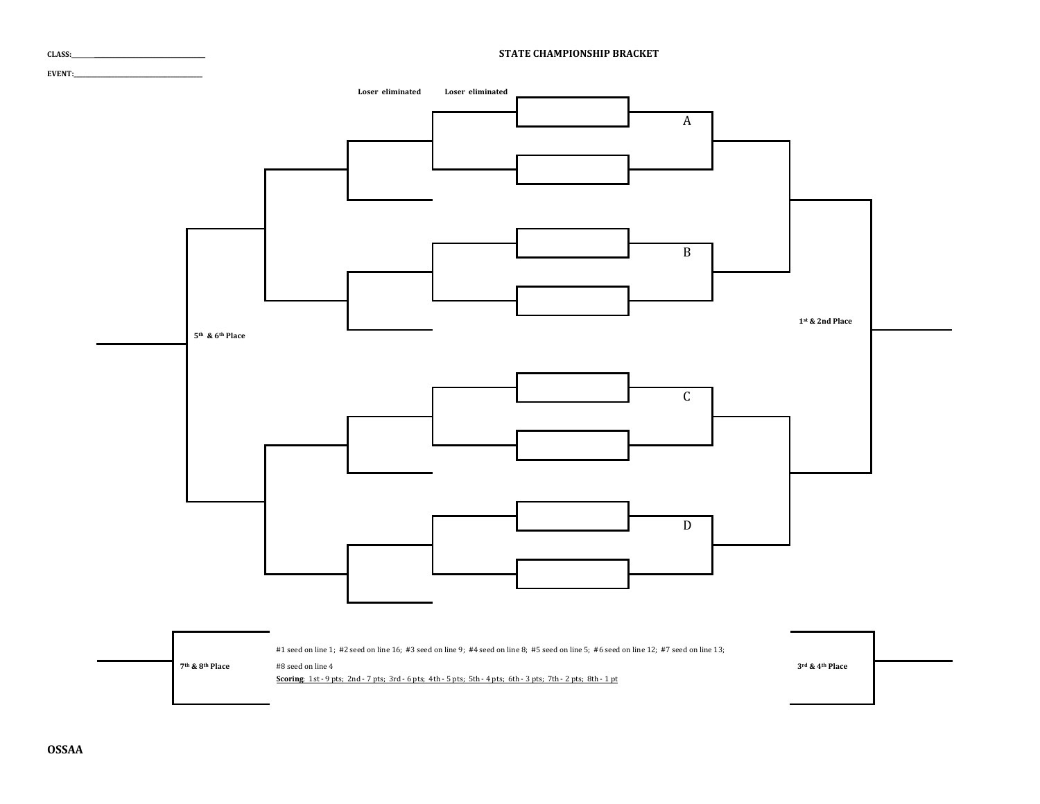CLASS:\_\_\_\_\_\_\_\_\_\_\_\_\_\_\_\_\_\_\_\_\_\_\_\_\_\_\_\_\_\_\_\_

EVENT:\_\_\_\_\_\_\_\_\_\_\_\_\_\_\_\_\_\_\_\_\_\_\_\_\_\_\_\_\_\_\_\_

# STATE CHAMPIONSHIP BRACKET

Loser eliminated

Loser eliminated

A

B

C

D

1st & 2nd Place

5th & 6th Place

7th & 8th Place

3rd & 4th Place

#1 seed on line 1; #2 seed on line 16; #3 seed on line 9; #4 seed on line 8; #5 seed on line 5; #6 seed on line 12; #7 seed on line 13; #8 seed on line 4

**Scoring**: 1st - 9 pts; 2nd - 7 pts; 3rd - 6 pts; 4th - 5 pts; 5th - 4 pts; 6th - 3 pts; 7th - 2 pts; 8th - 1 pt

**OSSAA**